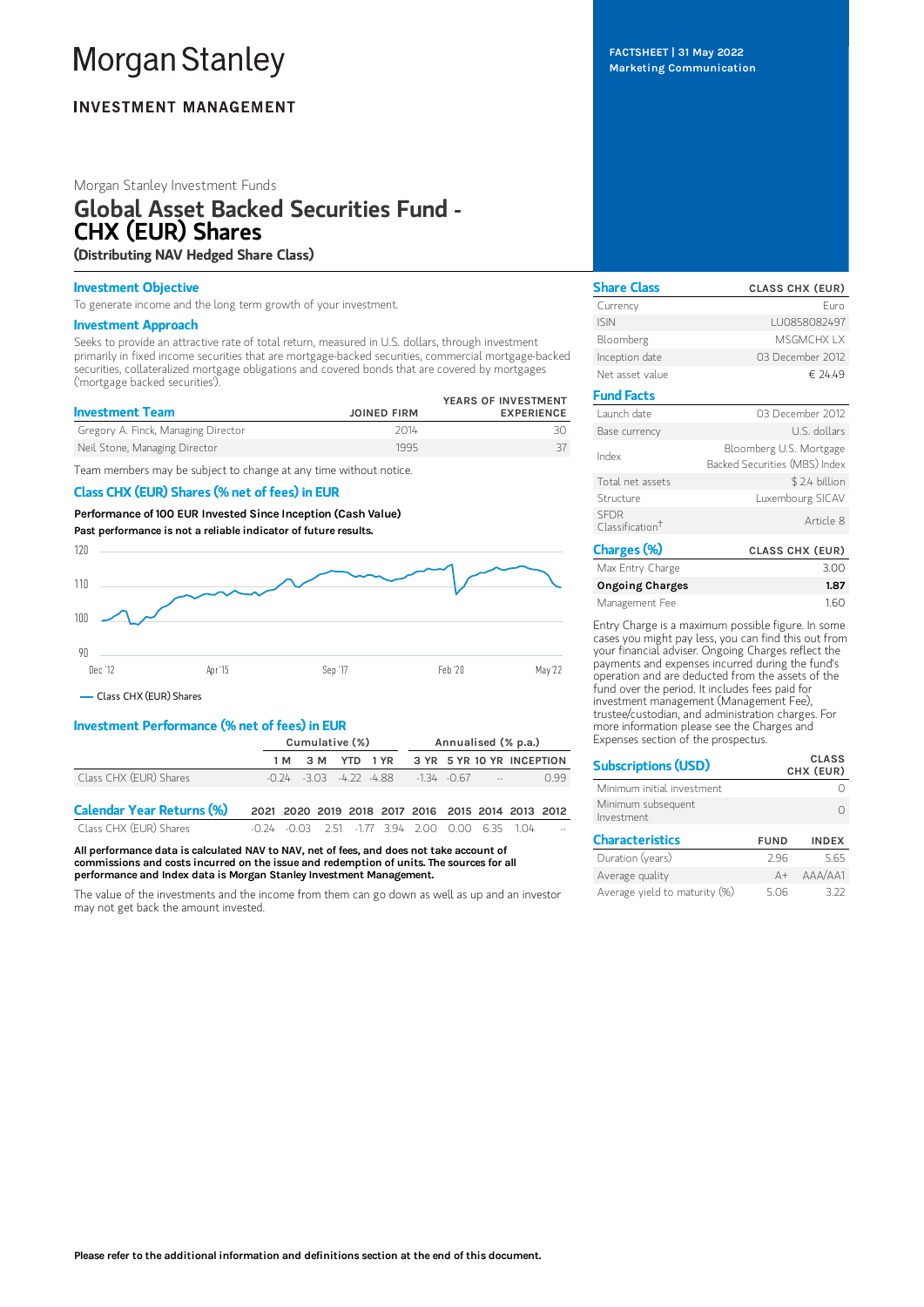# Morgan Stanley

**INVESTMENT MANAGEMENT**

FACTSHEET | 31 May 2022
Marketing Communication

Morgan Stanley Investment Funds

# Global Asset Backed Securities Fund - CHX (EUR) Shares

**(Distributing NAV Hedged Share Class)**

## Investment Objective

To generate income and the long term growth of your investment.

## Investment Approach

Seeks to provide an attractive rate of total return, measured in U.S. dollars, through investment primarily in fixed income securities that are mortgage-backed securities, commercial mortgage-backed securities, collateralized mortgage obligations and covered bonds that are covered by mortgages ('mortgage backed securities').

## Investment Team

| Investment Team | JOINED FIRM | YEARS OF INVESTMENT EXPERIENCE |
|---|---|---|
| Gregory A. Finck, Managing Director | 2014 | 30 |
| Neil Stone, Managing Director | 1995 | 37 |

Team members may be subject to change at any time without notice.

## Class CHX (EUR) Shares (% net of fees) in EUR

**Performance of 100 EUR Invested Since Inception (Cash Value)**

**Past performance is not a reliable indicator of future results.**

— Class CHX (EUR) Shares

## Investment Performance (% net of fees) in EUR

| | Cumulative (%) | | | | Annualised (% p.a.) | | | |
|---|---|---|---|---|---|---|---|---|
| | 1 M | 3 M | YTD | 1 YR | 3 YR | 5 YR | 10 YR | INCEPTION |
| Class CHX (EUR) Shares | -0.24 | -3.03 | -4.22 | -4.88 | -1.34 | -0.67 | -- | 0.99 |

## Calendar Year Returns (%)

| | 2021 | 2020 | 2019 | 2018 | 2017 | 2016 | 2015 | 2014 | 2013 | 2012 |
|---|---|---|---|---|---|---|---|---|---|---|
| Class CHX (EUR) Shares | -0.24 | -0.03 | 2.51 | -1.77 | 3.94 | 2.00 | 0.00 | 6.35 | 1.04 | -- |

**All performance data is calculated NAV to NAV, net of fees, and does not take account of commissions and costs incurred on the issue and redemption of units. The sources for all performance and Index data is Morgan Stanley Investment Management.**

The value of the investments and the income from them can go down as well as up and an investor may not get back the amount invested.

## Share Class

| Share Class | CLASS CHX (EUR) |
|---|---|
| Currency | Euro |
| ISIN | LU0858082497 |
| Bloomberg | MSGMCHX LX |
| Inception date | 03 December 2012 |
| Net asset value | € 24.49 |

## Fund Facts

| Fund Facts | |
|---|---|
| Launch date | 03 December 2012 |
| Base currency | U.S. dollars |
| Index | Bloomberg U.S. Mortgage Backed Securities (MBS) Index |
| Total net assets | $ 2.4 billion |
| Structure | Luxembourg SICAV |
| SFDR Classification† | Article 8 |

## Charges (%)

| Charges (%) | CLASS CHX (EUR) |
|---|---|
| Max Entry Charge | 3.00 |
| **Ongoing Charges** | **1.87** |
| Management Fee | 1.60 |

Entry Charge is a maximum possible figure. In some cases you might pay less, you can find this out from your financial adviser. Ongoing Charges reflect the payments and expenses incurred during the fund's operation and are deducted from the assets of the fund over the period. It includes fees paid for investment management (Management Fee), trustee/custodian, and administration charges. For more information please see the Charges and Expenses section of the prospectus.

## Subscriptions (USD)

| Subscriptions (USD) | CLASS CHX (EUR) |
|---|---|
| Minimum initial investment | 0 |
| Minimum subsequent Investment | 0 |

## Characteristics

| Characteristics | FUND | INDEX |
|---|---|---|
| Duration (years) | 2.96 | 5.65 |
| Average quality | A+ | AAA/AA1 |
| Average yield to maturity (%) | 5.06 | 3.22 |

**Please refer to the additional information and definitions section at the end of this document.**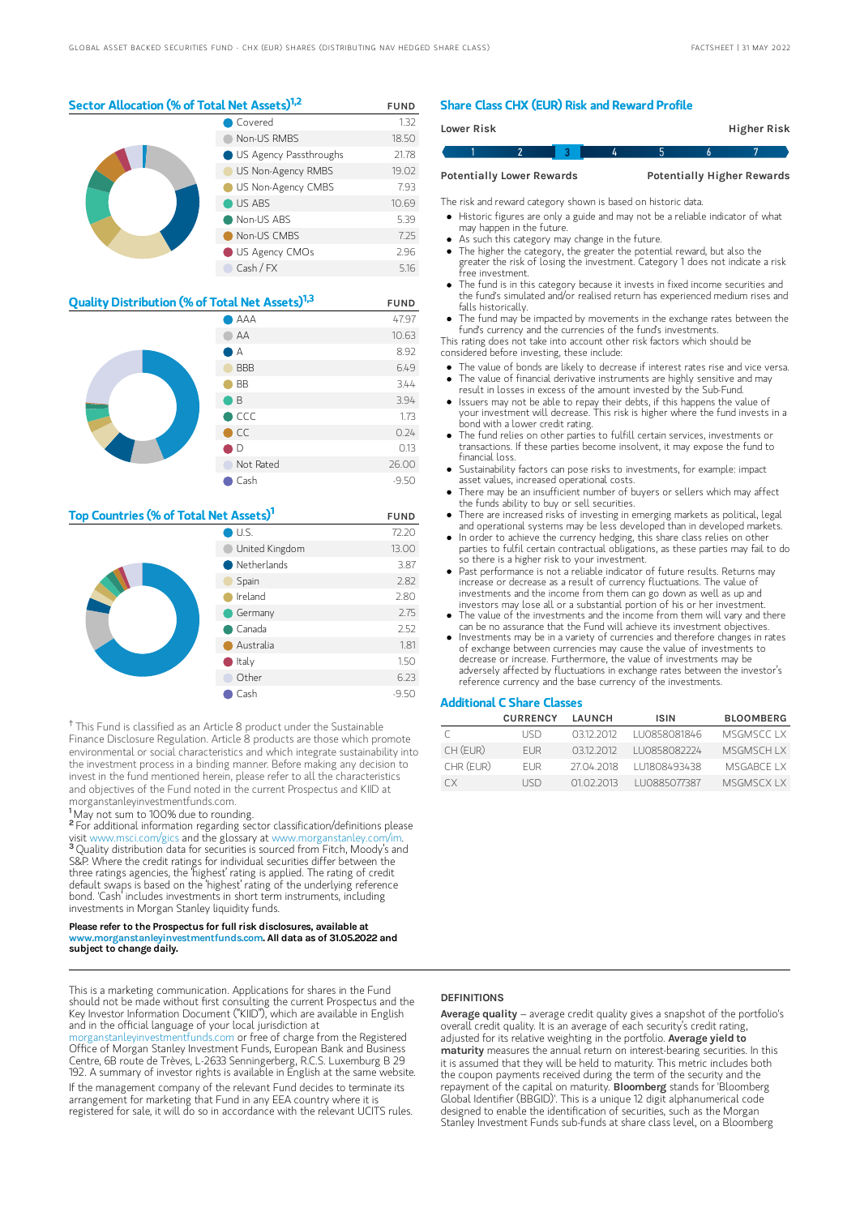## Sector Allocation (% of Total Net Assets)[1,2]

| | FUND |
|---|---|
| Covered | 1.32 |
| Non-US RMBS | 18.50 |
| US Agency Passthroughs | 21.78 |
| US Non-Agency RMBS | 19.02 |
| US Non-Agency CMBS | 7.93 |
| US ABS | 10.69 |
| Non-US ABS | 5.39 |
| Non-US CMBS | 7.25 |
| US Agency CMOs | 2.96 |
| Cash / FX | 5.16 |

## Quality Distribution (% of Total Net Assets)[1,3]

| | FUND |
|---|---|
| AAA | 47.97 |
| AA | 10.63 |
| A | 8.92 |
| BBB | 6.49 |
| BB | 3.44 |
| B | 3.94 |
| CCC | 1.73 |
| CC | 0.24 |
| D | 0.13 |
| Not Rated | 26.00 |
| Cash | -9.50 |

## Top Countries (% of Total Net Assets)[1]

| | FUND |
|---|---|
| U.S. | 72.20 |
| United Kingdom | 13.00 |
| Netherlands | 3.87 |
| Spain | 2.82 |
| Ireland | 2.80 |
| Germany | 2.75 |
| Canada | 2.52 |
| Australia | 1.81 |
| Italy | 1.50 |
| Other | 6.23 |
| Cash | -9.50 |

† This Fund is classified as an Article 8 product under the Sustainable Finance Disclosure Regulation. Article 8 products are those which promote environmental or social characteristics and which integrate sustainability into the investment process in a binding manner. Before making any decision to invest in the fund mentioned herein, please refer to all the characteristics and objectives of the Fund noted in the current Prospectus and KIID at morganstanleyinvestmentfunds.com.

[1] May not sum to 100% due to rounding.

[2] For additional information regarding sector classification/definitions please visit www.msci.com/gics and the glossary at www.morganstanley.com/im.

[3] Quality distribution data for securities is sourced from Fitch, Moody's and S&P. Where the credit ratings for individual securities differ between the three ratings agencies, the 'highest' rating is applied. The rating of credit default swaps is based on the 'highest' rating of the underlying reference bond. 'Cash' includes investments in short term instruments, including investments in Morgan Stanley liquidity funds.

**Please refer to the Prospectus for full risk disclosures, available at www.morganstanleyinvestmentfunds.com. All data as of 31.05.2022 and subject to change daily.**

## Share Class CHX (EUR) Risk and Reward Profile

| Lower Risk | | | | | | Higher Risk |
|---|---|---|---|---|---|---|
| 1 | 2 | **3** | 4 | 5 | 6 | 7 |
| Potentially Lower Rewards | | | | | | Potentially Higher Rewards |

The risk and reward category shown is based on historic data.

- Historic figures are only a guide and may not be a reliable indicator of what may happen in the future.
- As such this category may change in the future.
- The higher the category, the greater the potential reward, but also the greater the risk of losing the investment. Category 1 does not indicate a risk free investment.
- The fund is in this category because it invests in fixed income securities and the fund's simulated and/or realised return has experienced medium rises and falls historically.
- The fund may be impacted by movements in the exchange rates between the fund's currency and the currencies of the fund's investments.

This rating does not take into account other risk factors which should be considered before investing, these include:

- The value of bonds are likely to decrease if interest rates rise and vice versa.
- The value of financial derivative instruments are highly sensitive and may result in losses in excess of the amount invested by the Sub-Fund.
- Issuers may not be able to repay their debts, if this happens the value of your investment will decrease. This risk is higher where the fund invests in a bond with a lower credit rating.
- The fund relies on other parties to fulfill certain services, investments or transactions. If these parties become insolvent, it may expose the fund to financial loss.
- Sustainability factors can pose risks to investments, for example: impact asset values, increased operational costs.
- There may be an insufficient number of buyers or sellers which may affect the funds ability to buy or sell securities.
- There are increased risks of investing in emerging markets as political, legal and operational systems may be less developed than in developed markets.
- In order to achieve the currency hedging, this share class relies on other parties to fulfil certain contractual obligations, as these parties may fail to do so there is a higher risk to your investment.
- Past performance is not a reliable indicator of future results. Returns may increase or decrease as a result of currency fluctuations. The value of investments and the income from them can go down as well as up and investors may lose all or a substantial portion of his or her investment.
- The value of the investments and the income from them will vary and there can be no assurance that the Fund will achieve its investment objectives.
- Investments may be in a variety of currencies and therefore changes in rates of exchange between currencies may cause the value of investments to decrease or increase. Furthermore, the value of investments may be adversely affected by fluctuations in exchange rates between the investor's reference currency and the base currency of the investments.

## Additional C Share Classes

| | CURRENCY | LAUNCH | ISIN | BLOOMBERG |
|---|---|---|---|---|
| C | USD | 03.12.2012 | LU0858081846 | MSGMSCC LX |
| CH (EUR) | EUR | 03.12.2012 | LU0858082224 | MSGMSCH LX |
| CHR (EUR) | EUR | 27.04.2018 | LU1808493438 | MSGABCE LX |
| CX | USD | 01.02.2013 | LU0885077387 | MSGMSCX LX |

This is a marketing communication. Applications for shares in the Fund should not be made without first consulting the current Prospectus and the Key Investor Information Document ("KIID"), which are available in English and in the official language of your local jurisdiction at morganstanleyinvestmentfunds.com or free of charge from the Registered Office of Morgan Stanley Investment Funds, European Bank and Business Centre, 6B route de Trèves, L-2633 Senningerberg, R.C.S. Luxemburg B 29 192. A summary of investor rights is available in English at the same website.

If the management company of the relevant Fund decides to terminate its arrangement for marketing that Fund in any EEA country where it is registered for sale, it will do so in accordance with the relevant UCITS rules.

### DEFINITIONS

**Average quality** – average credit quality gives a snapshot of the portfolio's overall credit quality. It is an average of each security's credit rating, adjusted for its relative weighting in the portfolio. **Average yield to maturity** measures the annual return on interest-bearing securities. In this it is assumed that they will be held to maturity. This metric includes both the coupon payments received during the term of the security and the repayment of the capital on maturity. **Bloomberg** stands for 'Bloomberg Global Identifier (BBGID)'. This is a unique 12 digit alphanumerical code designed to enable the identification of securities, such as the Morgan Stanley Investment Funds sub-funds at share class level, on a Bloomberg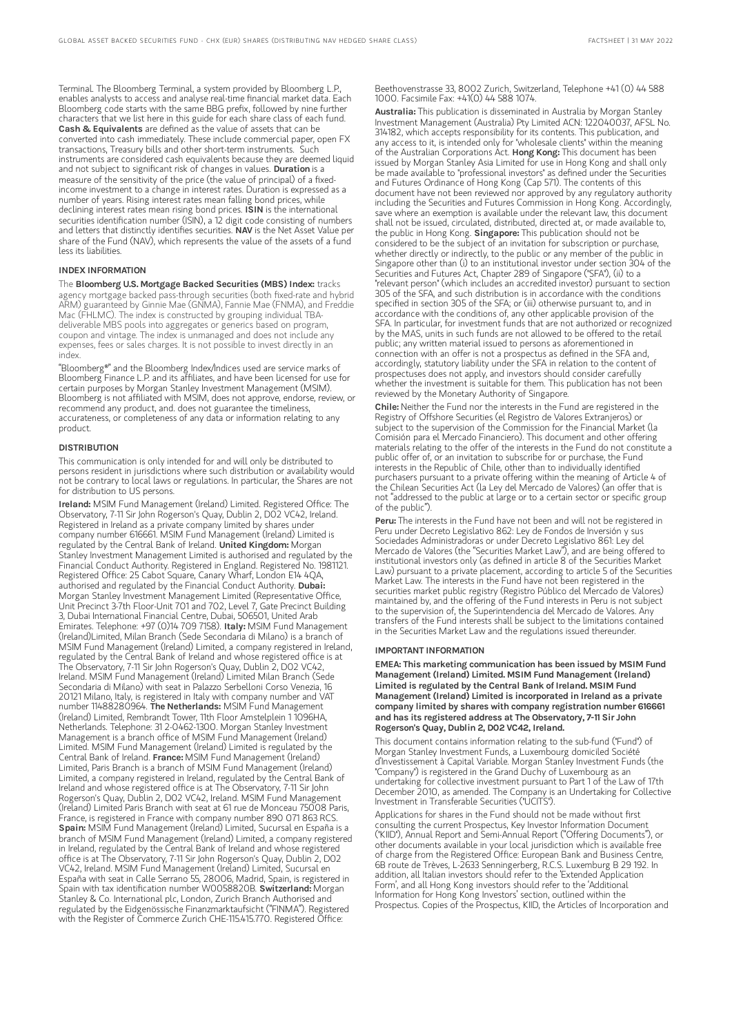Terminal. The Bloomberg Terminal, a system provided by Bloomberg L.P., enables analysts to access and analyse real-time financial market data. Each Bloomberg code starts with the same BBG prefix, followed by nine further characters that we list here in this guide for each share class of each fund. **Cash & Equivalents** are defined as the value of assets that can be converted into cash immediately. These include commercial paper, open FX transactions, Treasury bills and other short-term instruments. Such instruments are considered cash equivalents because they are deemed liquid and not subject to significant risk of changes in values. **Duration** is a measure of the sensitivity of the price (the value of principal) of a fixed-income investment to a change in interest rates. Duration is expressed as a number of years. Rising interest rates mean falling bond prices, while declining interest rates mean rising bond prices. **ISIN** is the international securities identification number (ISIN), a 12 digit code consisting of numbers and letters that distinctly identifies securities. **NAV** is the Net Asset Value per share of the Fund (NAV), which represents the value of the assets of a fund less its liabilities.

## INDEX INFORMATION

The **Bloomberg U.S. Mortgage Backed Securities (MBS) Index:** tracks agency mortgage backed pass-through securities (both fixed-rate and hybrid ARM) guaranteed by Ginnie Mae (GNMA), Fannie Mae (FNMA), and Freddie Mac (FHLMC). The index is constructed by grouping individual TBA-deliverable MBS pools into aggregates or generics based on program, coupon and vintage. The index is unmanaged and does not include any expenses, fees or sales charges. It is not possible to invest directly in an index.

"Bloomberg®" and the Bloomberg Index/Indices used are service marks of Bloomberg Finance L.P. and its affiliates, and have been licensed for use for certain purposes by Morgan Stanley Investment Management (MSIM). Bloomberg is not affiliated with MSIM, does not approve, endorse, review, or recommend any product, and. does not guarantee the timeliness, accurateness, or completeness of any data or information relating to any product.

## DISTRIBUTION

This communication is only intended for and will only be distributed to persons resident in jurisdictions where such distribution or availability would not be contrary to local laws or regulations. In particular, the Shares are not for distribution to US persons.

**Ireland:** MSIM Fund Management (Ireland) Limited. Registered Office: The Observatory, 7-11 Sir John Rogerson's Quay, Dublin 2, D02 VC42, Ireland. Registered in Ireland as a private company limited by shares under company number 616661. MSIM Fund Management (Ireland) Limited is regulated by the Central Bank of Ireland. **United Kingdom:** Morgan Stanley Investment Management Limited is authorised and regulated by the Financial Conduct Authority. Registered in England. Registered No. 1981121. Registered Office: 25 Cabot Square, Canary Wharf, London E14 4QA, authorised and regulated by the Financial Conduct Authority. **Dubai:** Morgan Stanley Investment Management Limited (Representative Office, Unit Precinct 3-7th Floor-Unit 701 and 702, Level 7, Gate Precinct Building 3, Dubai International Financial Centre, Dubai, 506501, United Arab Emirates. Telephone: +97 (0)14 709 7158). **Italy:** MSIM Fund Management (Ireland)Limited, Milan Branch (Sede Secondaria di Milano) is a branch of MSIM Fund Management (Ireland) Limited, a company registered in Ireland, regulated by the Central Bank of Ireland and whose registered office is at The Observatory, 7-11 Sir John Rogerson's Quay, Dublin 2, D02 VC42, Ireland. MSIM Fund Management (Ireland) Limited Milan Branch (Sede Secondaria di Milano) with seat in Palazzo Serbelloni Corso Venezia, 16 20121 Milano, Italy, is registered in Italy with company number and VAT number 11488280964. **The Netherlands:** MSIM Fund Management (Ireland) Limited, Rembrandt Tower, 11th Floor Amstelplein 1 1096HA, Netherlands. Telephone: 31 2-0462-1300. Morgan Stanley Investment Management is a branch office of MSIM Fund Management (Ireland) Limited. MSIM Fund Management (Ireland) Limited is regulated by the Central Bank of Ireland. **France:** MSIM Fund Management (Ireland) Limited, Paris Branch is a branch of MSIM Fund Management (Ireland) Limited, a company registered in Ireland, regulated by the Central Bank of Ireland and whose registered office is at The Observatory, 7-11 Sir John Rogerson's Quay, Dublin 2, D02 VC42, Ireland. MSIM Fund Management (Ireland) Limited Paris Branch with seat at 61 rue de Monceau 75008 Paris, France, is registered in France with company number 890 071 863 RCS. **Spain:** MSIM Fund Management (Ireland) Limited, Sucursal en España is a branch of MSIM Fund Management (Ireland) Limited, a company registered in Ireland, regulated by the Central Bank of Ireland and whose registered office is at The Observatory, 7-11 Sir John Rogerson's Quay, Dublin 2, D02 VC42, Ireland. MSIM Fund Management (Ireland) Limited, Sucursal en España with seat in Calle Serrano 55, 28006, Madrid, Spain, is registered in Spain with tax identification number W0058820B. **Switzerland:** Morgan Stanley & Co. International plc, London, Zurich Branch Authorised and regulated by the Eidgenössische Finanzmarktaufsicht ("FINMA"). Registered with the Register of Commerce Zurich CHE-115.415.770. Registered Office: Beethovenstrasse 33, 8002 Zurich, Switzerland, Telephone +41 (0) 44 588 1000. Facsimile Fax: +41(0) 44 588 1074.

**Australia:** This publication is disseminated in Australia by Morgan Stanley Investment Management (Australia) Pty Limited ACN: 122040037, AFSL No. 314182, which accepts responsibility for its contents. This publication, and any access to it, is intended only for "wholesale clients" within the meaning of the Australian Corporations Act. **Hong Kong:** This document has been issued by Morgan Stanley Asia Limited for use in Hong Kong and shall only be made available to "professional investors" as defined under the Securities and Futures Ordinance of Hong Kong (Cap 571). The contents of this document have not been reviewed nor approved by any regulatory authority including the Securities and Futures Commission in Hong Kong. Accordingly, save where an exemption is available under the relevant law, this document shall not be issued, circulated, distributed, directed at, or made available to, the public in Hong Kong. **Singapore:** This publication should not be considered to be the subject of an invitation for subscription or purchase, whether directly or indirectly, to the public or any member of the public in Singapore other than (i) to an institutional investor under section 304 of the Securities and Futures Act, Chapter 289 of Singapore ("SFA"), (ii) to a "relevant person" (which includes an accredited investor) pursuant to section 305 of the SFA, and such distribution is in accordance with the conditions specified in section 305 of the SFA; or (iii) otherwise pursuant to, and in accordance with the conditions of, any other applicable provision of the SFA. In particular, for investment funds that are not authorized or recognized by the MAS, units in such funds are not allowed to be offered to the retail public; any written material issued to persons as aforementioned in connection with an offer is not a prospectus as defined in the SFA and, accordingly, statutory liability under the SFA in relation to the content of prospectuses does not apply, and investors should consider carefully whether the investment is suitable for them. This publication has not been reviewed by the Monetary Authority of Singapore.

**Chile:** Neither the Fund nor the interests in the Fund are registered in the Registry of Offshore Securities (el Registro de Valores Extranjeros) or subject to the supervision of the Commission for the Financial Market (la Comisión para el Mercado Financiero). This document and other offering materials relating to the offer of the interests in the Fund do not constitute a public offer of, or an invitation to subscribe for or purchase, the Fund interests in the Republic of Chile, other than to individually identified purchasers pursuant to a private offering within the meaning of Article 4 of the Chilean Securities Act (la Ley del Mercado de Valores) (an offer that is not "addressed to the public at large or to a certain sector or specific group of the public").

**Peru:** The interests in the Fund have not been and will not be registered in Peru under Decreto Legislativo 862: Ley de Fondos de Inversión y sus Sociedades Administradoras or under Decreto Legislativo 861: Ley del Mercado de Valores (the "Securities Market Law"), and are being offered to institutional investors only (as defined in article 8 of the Securities Market Law) pursuant to a private placement, according to article 5 of the Securities Market Law. The interests in the Fund have not been registered in the securities market public registry (Registro Público del Mercado de Valores) maintained by, and the offering of the Fund interests in Peru is not subject to the supervision of, the Superintendencia del Mercado de Valores. Any transfers of the Fund interests shall be subject to the limitations contained in the Securities Market Law and the regulations issued thereunder.

## IMPORTANT INFORMATION

**EMEA: This marketing communication has been issued by MSIM Fund Management (Ireland) Limited. MSIM Fund Management (Ireland) Limited is regulated by the Central Bank of Ireland. MSIM Fund Management (Ireland) Limited is incorporated in Ireland as a private company limited by shares with company registration number 616661 and has its registered address at The Observatory, 7-11 Sir John Rogerson's Quay, Dublin 2, D02 VC42, Ireland.**

This document contains information relating to the sub-fund ("Fund") of Morgan Stanley Investment Funds, a Luxembourg domiciled Société d'Investissement à Capital Variable. Morgan Stanley Investment Funds (the "Company") is registered in the Grand Duchy of Luxembourg as an undertaking for collective investment pursuant to Part 1 of the Law of 17th December 2010, as amended. The Company is an Undertaking for Collective Investment in Transferable Securities ("UCITS").

Applications for shares in the Fund should not be made without first consulting the current Prospectus, Key Investor Information Document ("KIID"), Annual Report and Semi-Annual Report ("Offering Documents"), or other documents available in your local jurisdiction which is available free of charge from the Registered Office: European Bank and Business Centre, 6B route de Trèves, L-2633 Senningerberg, R.C.S. Luxemburg B 29 192. In addition, all Italian investors should refer to the 'Extended Application Form', and all Hong Kong investors should refer to the 'Additional Information for Hong Kong Investors' section, outlined within the Prospectus. Copies of the Prospectus, KIID, the Articles of Incorporation and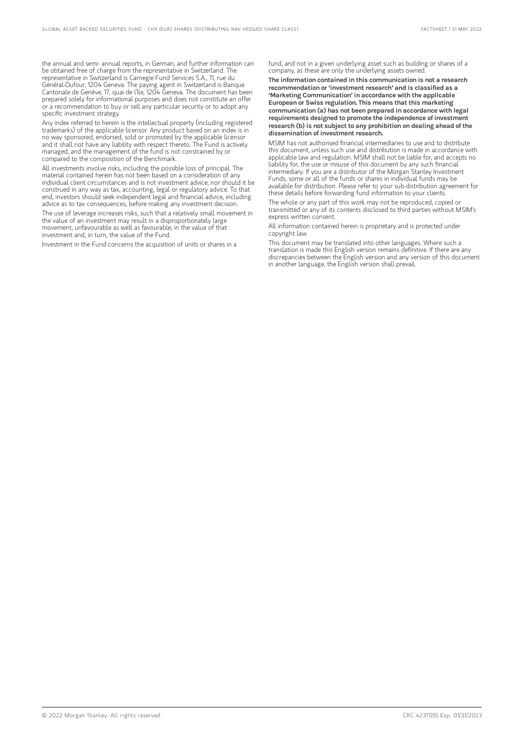the annual and semi- annual reports, in German, and further information can be obtained free of charge from the representative in Switzerland. The representative in Switzerland is Carnegie Fund Services S.A., 11, rue du Général-Dufour, 1204 Geneva. The paying agent in Switzerland is Banque Cantonale de Genève, 17, quai de l'Ile, 1204 Geneva. The document has been prepared solely for informational purposes and does not constitute an offer or a recommendation to buy or sell any particular security or to adopt any specific investment strategy.

Any index referred to herein is the intellectual property (including registered trademarks) of the applicable licensor. Any product based on an index is in no way sponsored, endorsed, sold or promoted by the applicable licensor and it shall not have any liability with respect thereto. The Fund is actively managed, and the management of the fund is not constrained by or compared to the composition of the Benchmark.

All investments involve risks, including the possible loss of principal. The material contained herein has not been based on a consideration of any individual client circumstances and is not investment advice, nor should it be construed in any way as tax, accounting, legal or regulatory advice. To that end, investors should seek independent legal and financial advice, including advice as to tax consequences, before making any investment decision.

The use of leverage increases risks, such that a relatively small movement in the value of an investment may result in a disproportionately large movement, unfavourable as well as favourable, in the value of that investment and, in turn, the value of the Fund.

Investment in the Fund concerns the acquisition of units or shares in a fund, and not in a given underlying asset such as building or shares of a company, as these are only the underlying assets owned.

**The information contained in this communication is not a research recommendation or 'investment research' and is classified as a 'Marketing Communication' in accordance with the applicable European or Swiss regulation. This means that this marketing communication (a) has not been prepared in accordance with legal requirements designed to promote the independence of investment research (b) is not subject to any prohibition on dealing ahead of the dissemination of investment research.**

MSIM has not authorised financial intermediaries to use and to distribute this document, unless such use and distribution is made in accordance with applicable law and regulation. MSIM shall not be liable for, and accepts no liability for, the use or misuse of this document by any such financial intermediary. If you are a distributor of the Morgan Stanley Investment Funds, some or all of the funds or shares in individual funds may be available for distribution. Please refer to your sub-distribution agreement for these details before forwarding fund information to your clients.

The whole or any part of this work may not be reproduced, copied or transmitted or any of its contents disclosed to third parties without MSIM's express written consent.

All information contained herein is proprietary and is protected under copyright law.

This document may be translated into other languages. Where such a translation is made this English version remains definitive. If there are any discrepancies between the English version and any version of this document in another language, the English version shall prevail.

© 2022 Morgan Stanley. All rights reserved.

CRC 4237055 Exp: 01/31/2023